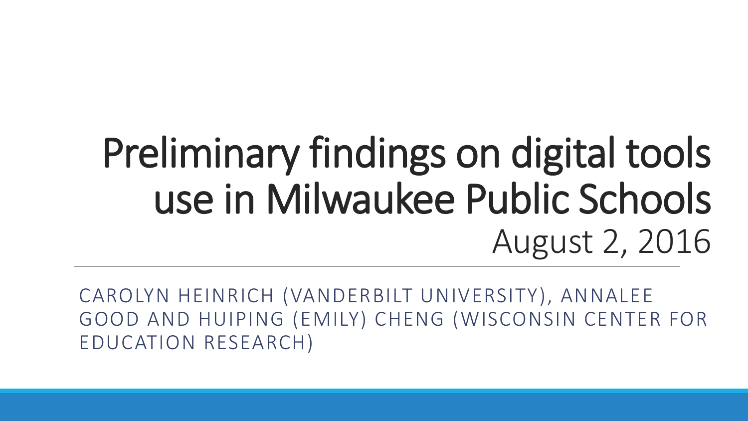# Preliminary findings on digital tools use in Milwaukee Public Schools

August 2, 2016

CAROLYN HEINRICH (VANDERBILT UNIVERSITY), ANNALEE GOOD AND HUIPING (EMILY) CHENG (WISCONSIN CENTER FOR EDUCATION RESEARCH)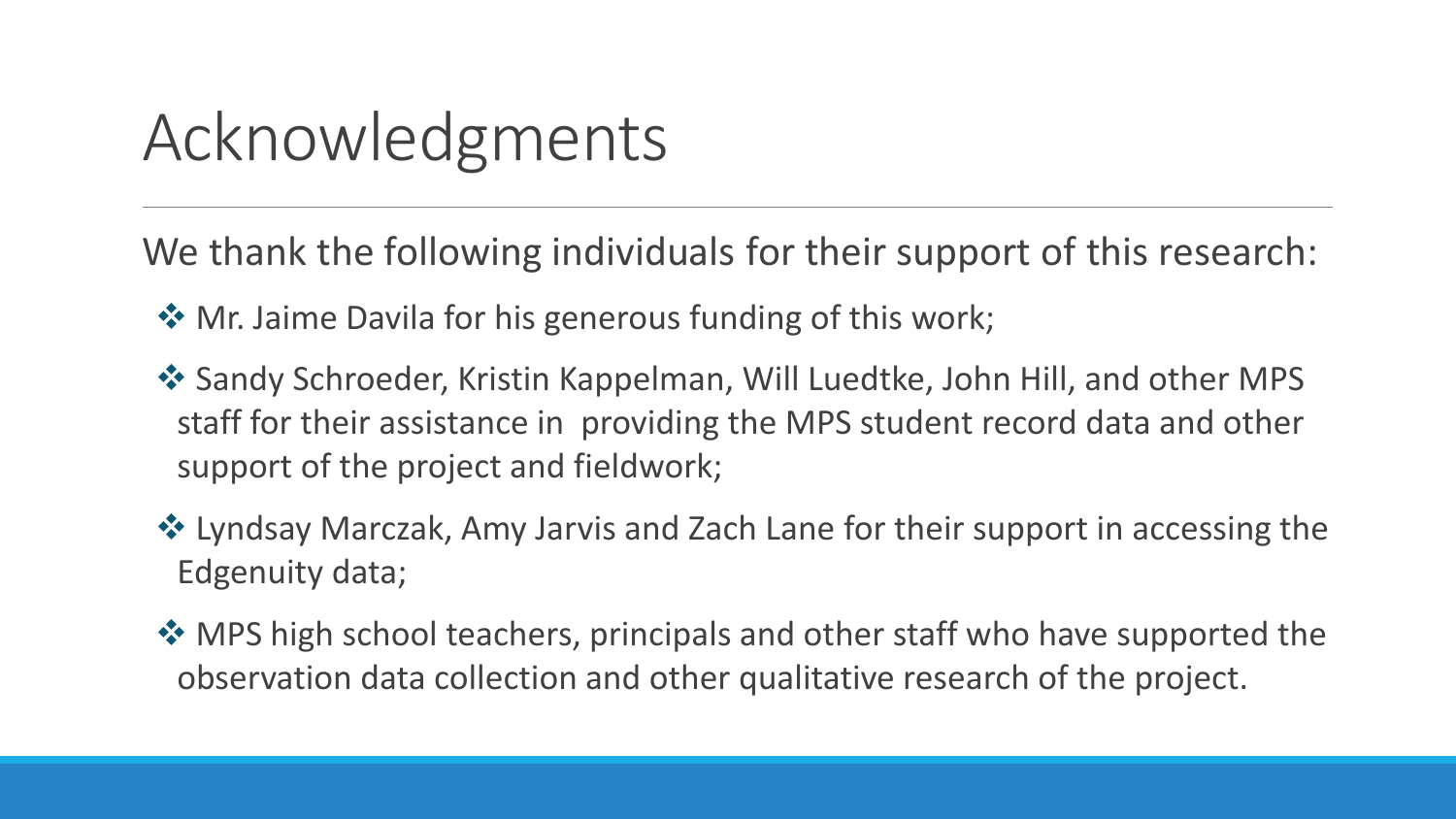# Acknowledgments

We thank the following individuals for their support of this research:

- ❖ Mr. Jaime Davila for his generous funding of this work;
- ❖ Sandy Schroeder, Kristin Kappelman, Will Luedtke, John Hill, and other MPS staff for their assistance in providing the MPS student record data and other support of the project and fieldwork;
- ❖ Lyndsay Marczak, Amy Jarvis and Zach Lane for their support in accessing the Edgenuity data;
- ❖ MPS high school teachers, principals and other staff who have supported the observation data collection and other qualitative research of the project.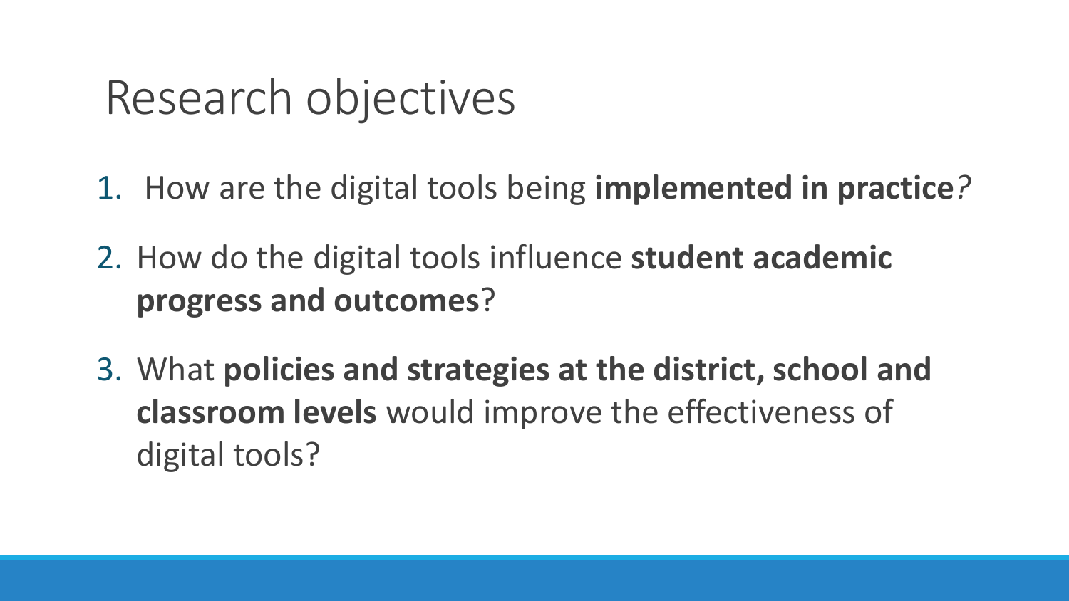# Research objectives

1. How are the digital tools being **implemented in practice**?
2. How do the digital tools influence **student academic progress and outcomes**?
3. What **policies and strategies at the district, school and classroom levels** would improve the effectiveness of digital tools?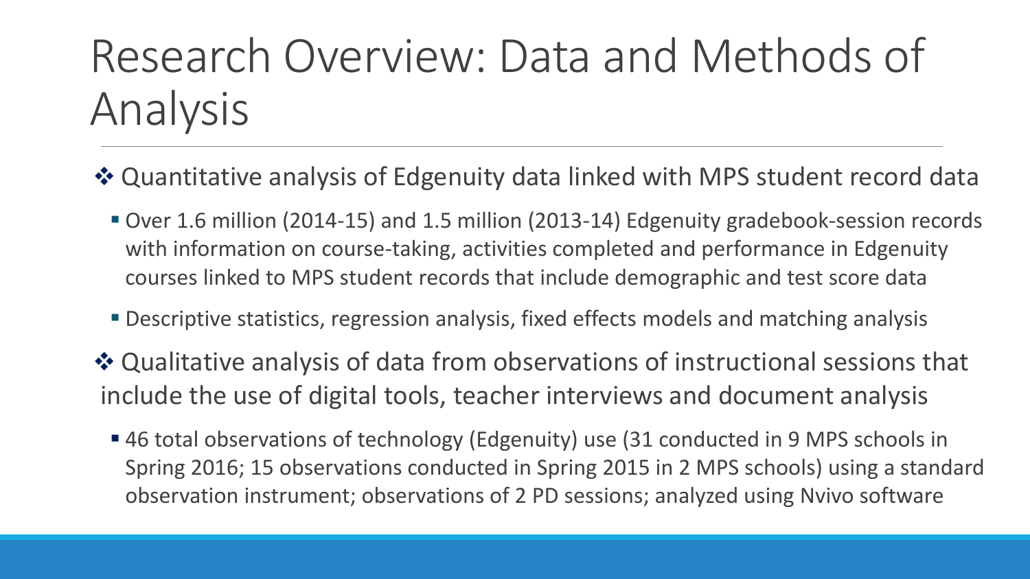# Research Overview: Data and Methods of Analysis

- Quantitative analysis of Edgenuity data linked with MPS student record data
  - Over 1.6 million (2014-15) and 1.5 million (2013-14) Edgenuity gradebook-session records with information on course-taking, activities completed and performance in Edgenuity courses linked to MPS student records that include demographic and test score data
  - Descriptive statistics, regression analysis, fixed effects models and matching analysis
- Qualitative analysis of data from observations of instructional sessions that include the use of digital tools, teacher interviews and document analysis
  - 46 total observations of technology (Edgenuity) use (31 conducted in 9 MPS schools in Spring 2016; 15 observations conducted in Spring 2015 in 2 MPS schools) using a standard observation instrument; observations of 2 PD sessions; analyzed using Nvivo software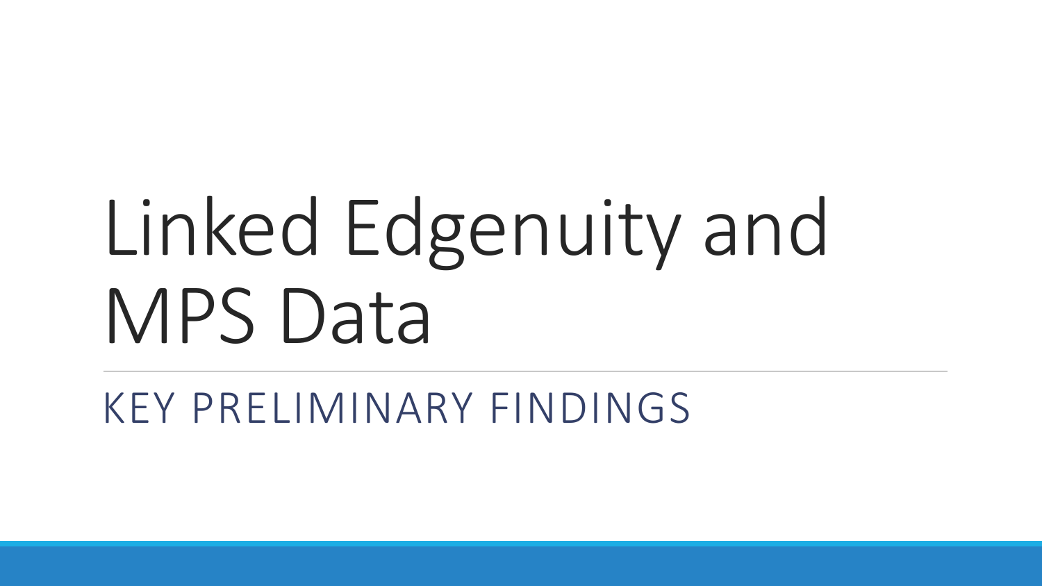# Linked Edgenuity and MPS Data

## KEY PRELIMINARY FINDINGS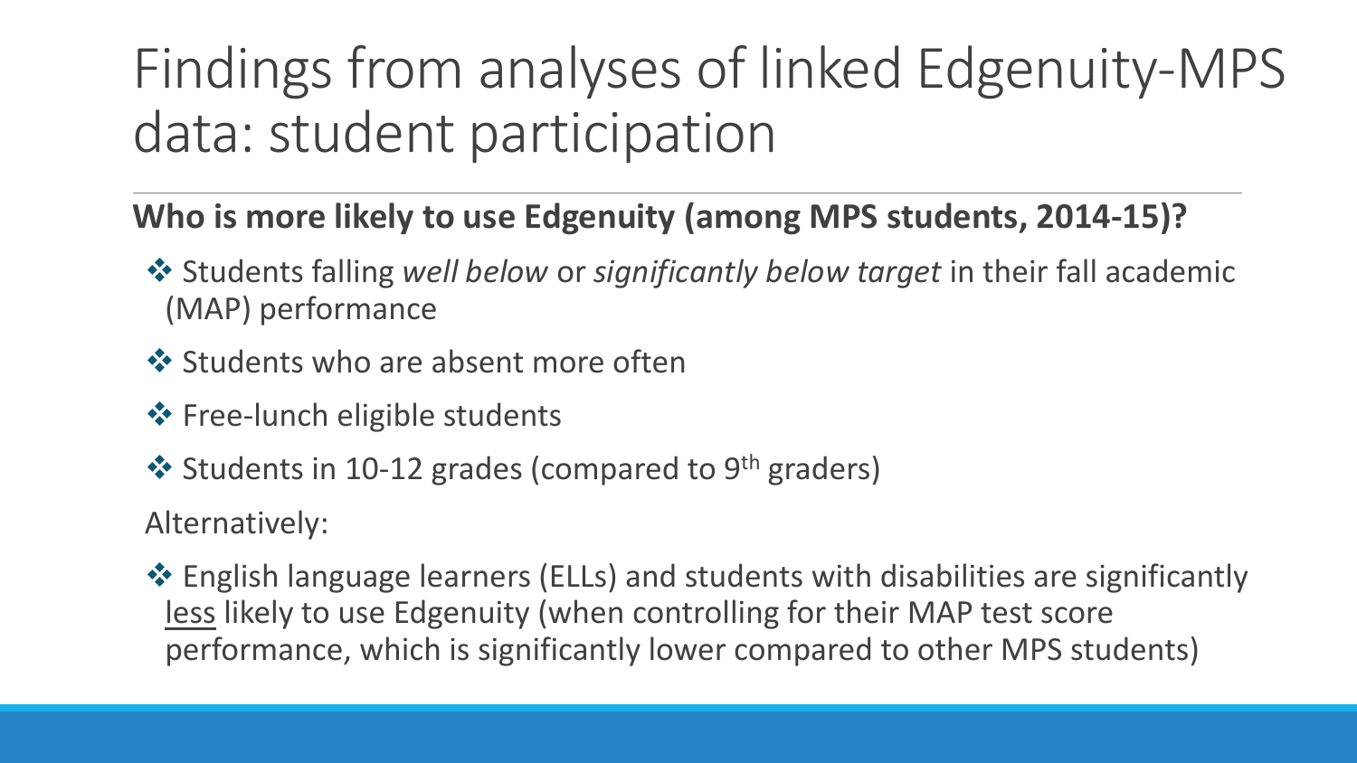# Findings from analyses of linked Edgenuity-MPS data: student participation

**Who is more likely to use Edgenuity (among MPS students, 2014-15)?**

- ❖ Students falling *well below* or *significantly below target* in their fall academic (MAP) performance
- ❖ Students who are absent more often
- ❖ Free-lunch eligible students
- ❖ Students in 10-12 grades (compared to 9th graders)

Alternatively:

- ❖ English language learners (ELLs) and students with disabilities are significantly <u>less</u> likely to use Edgenuity (when controlling for their MAP test score performance, which is significantly lower compared to other MPS students)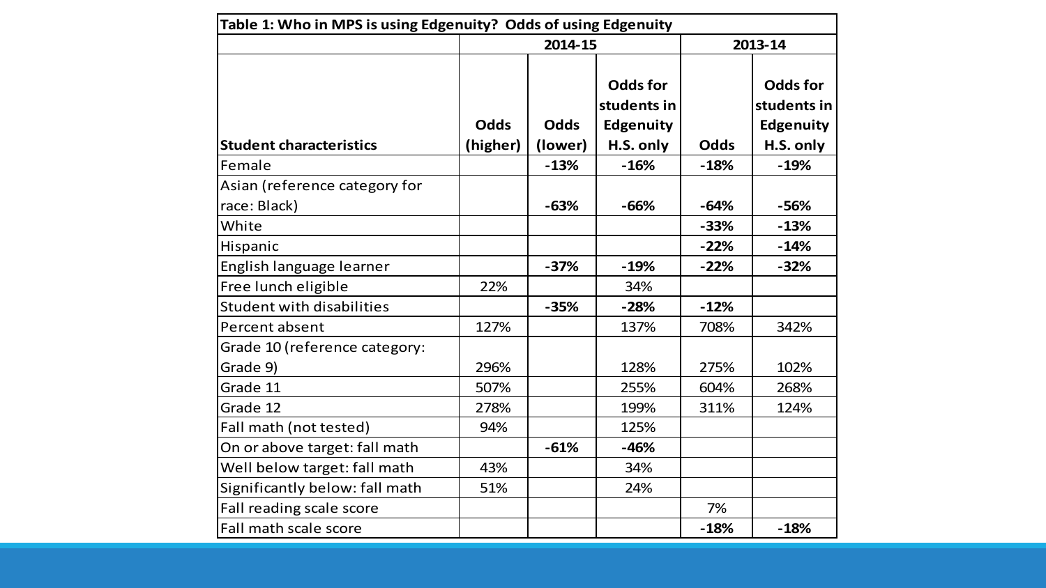| Table 1: Who in MPS is using Edgenuity? Odds of using Edgenuity | | | | | |
|---|---|---|---|---|---|
| | 2014-15 | | | 2013-14 | |
| **Student characteristics** | **Odds (higher)** | **Odds (lower)** | **Odds for students in Edgenuity H.S. only** | **Odds** | **Odds for students in Edgenuity H.S. only** |
| Female | | **-13%** | **-16%** | **-18%** | **-19%** |
| Asian (reference category for race: Black) | | **-63%** | **-66%** | **-64%** | **-56%** |
| White | | | | **-33%** | **-13%** |
| Hispanic | | | | **-22%** | **-14%** |
| English language learner | | **-37%** | **-19%** | **-22%** | **-32%** |
| Free lunch eligible | 22% | | 34% | | |
| Student with disabilities | | **-35%** | **-28%** | **-12%** | |
| Percent absent | 127% | | 137% | 708% | 342% |
| Grade 10 (reference category: Grade 9) | 296% | | 128% | 275% | 102% |
| Grade 11 | 507% | | 255% | 604% | 268% |
| Grade 12 | 278% | | 199% | 311% | 124% |
| Fall math (not tested) | 94% | | 125% | | |
| On or above target: fall math | | **-61%** | **-46%** | | |
| Well below target: fall math | 43% | | 34% | | |
| Significantly below: fall math | 51% | | 24% | | |
| Fall reading scale score | | | | 7% | |
| Fall math scale score | | | | **-18%** | **-18%** |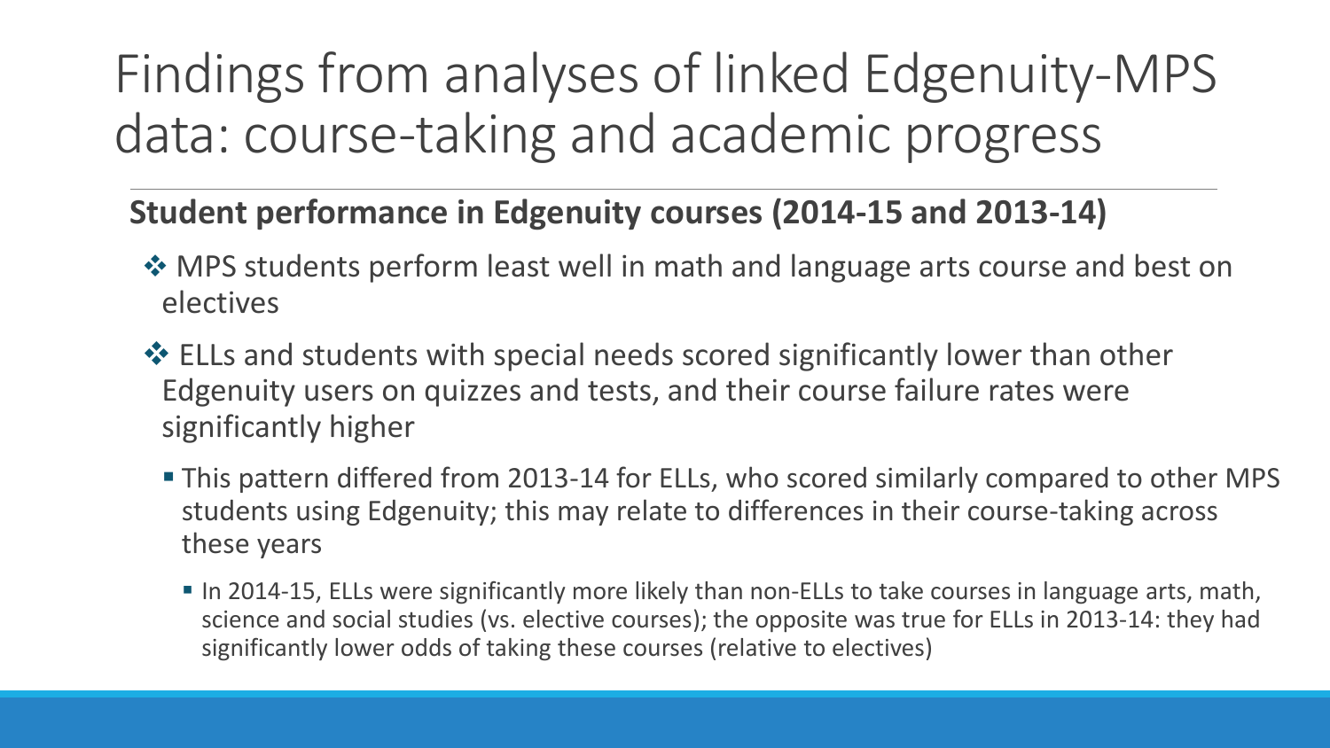# Findings from analyses of linked Edgenuity-MPS data: course-taking and academic progress

**Student performance in Edgenuity courses (2014-15 and 2013-14)**

- MPS students perform least well in math and language arts course and best on electives
- ELLs and students with special needs scored significantly lower than other Edgenuity users on quizzes and tests, and their course failure rates were significantly higher
  - This pattern differed from 2013-14 for ELLs, who scored similarly compared to other MPS students using Edgenuity; this may relate to differences in their course-taking across these years
    - In 2014-15, ELLs were significantly more likely than non-ELLs to take courses in language arts, math, science and social studies (vs. elective courses); the opposite was true for ELLs in 2013-14: they had significantly lower odds of taking these courses (relative to electives)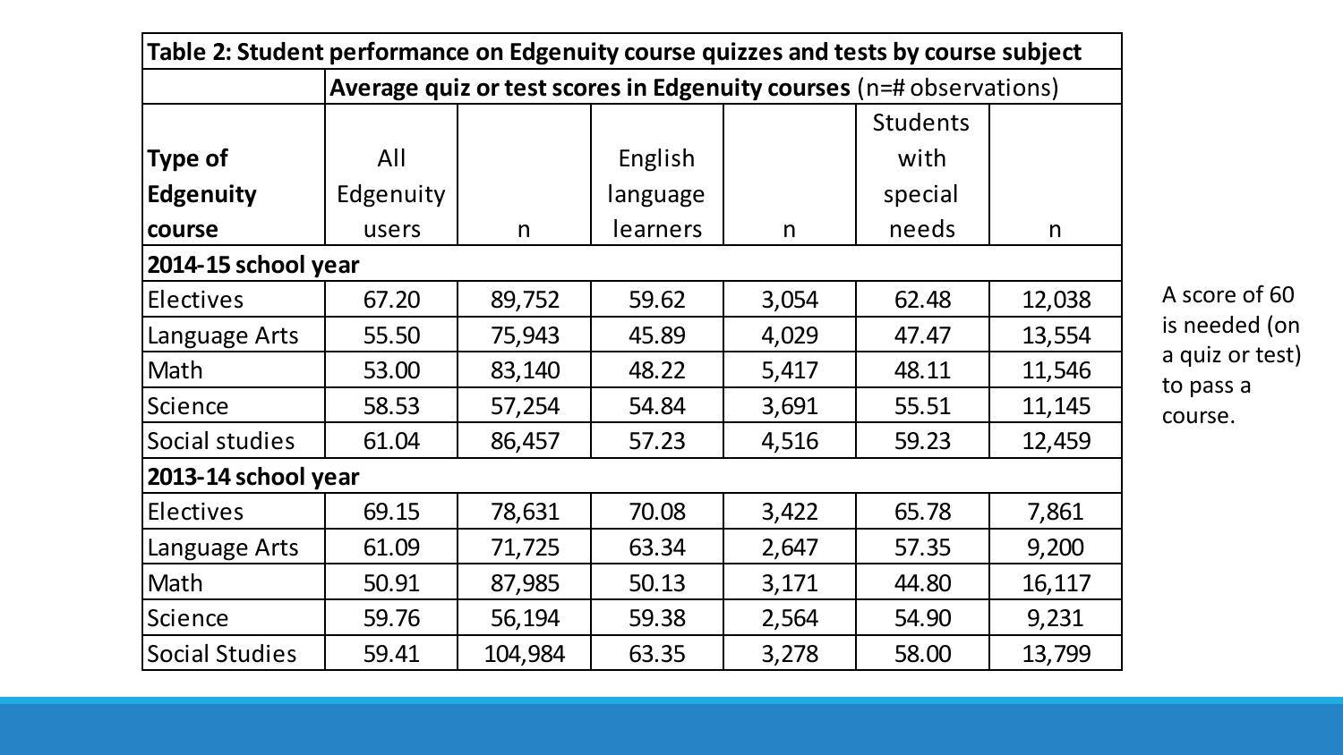| Table 2: Student performance on Edgenuity course quizzes and tests by course subject | | | | | | |
|---|---|---|---|---|---|---|
| | **Average quiz or test scores in Edgenuity courses** (n=# observations) | | | | | |
| **Type of Edgenuity course** | All Edgenuity users | n | English language learners | n | Students with special needs | n |
| **2014-15 school year** | | | | | | |
| Electives | 67.20 | 89,752 | 59.62 | 3,054 | 62.48 | 12,038 |
| Language Arts | 55.50 | 75,943 | 45.89 | 4,029 | 47.47 | 13,554 |
| Math | 53.00 | 83,140 | 48.22 | 5,417 | 48.11 | 11,546 |
| Science | 58.53 | 57,254 | 54.84 | 3,691 | 55.51 | 11,145 |
| Social studies | 61.04 | 86,457 | 57.23 | 4,516 | 59.23 | 12,459 |
| **2013-14 school year** | | | | | | |
| Electives | 69.15 | 78,631 | 70.08 | 3,422 | 65.78 | 7,861 |
| Language Arts | 61.09 | 71,725 | 63.34 | 2,647 | 57.35 | 9,200 |
| Math | 50.91 | 87,985 | 50.13 | 3,171 | 44.80 | 16,117 |
| Science | 59.76 | 56,194 | 59.38 | 2,564 | 54.90 | 9,231 |
| Social Studies | 59.41 | 104,984 | 63.35 | 3,278 | 58.00 | 13,799 |

A score of 60 is needed (on a quiz or test) to pass a course.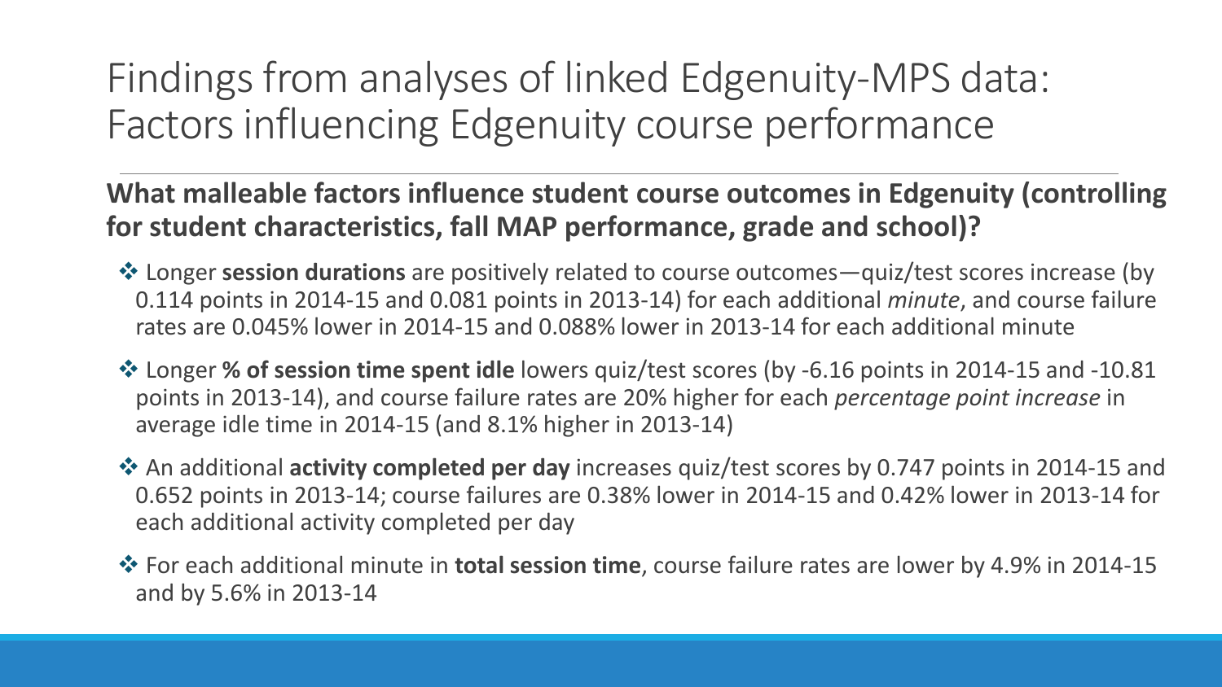# Findings from analyses of linked Edgenuity-MPS data: Factors influencing Edgenuity course performance

**What malleable factors influence student course outcomes in Edgenuity (controlling for student characteristics, fall MAP performance, grade and school)?**

- ❖ Longer **session durations** are positively related to course outcomes—quiz/test scores increase (by 0.114 points in 2014-15 and 0.081 points in 2013-14) for each additional *minute*, and course failure rates are 0.045% lower in 2014-15 and 0.088% lower in 2013-14 for each additional minute
- ❖ Longer **% of session time spent idle** lowers quiz/test scores (by -6.16 points in 2014-15 and -10.81 points in 2013-14), and course failure rates are 20% higher for each *percentage point increase* in average idle time in 2014-15 (and 8.1% higher in 2013-14)
- ❖ An additional **activity completed per day** increases quiz/test scores by 0.747 points in 2014-15 and 0.652 points in 2013-14; course failures are 0.38% lower in 2014-15 and 0.42% lower in 2013-14 for each additional activity completed per day
- ❖ For each additional minute in **total session time**, course failure rates are lower by 4.9% in 2014-15 and by 5.6% in 2013-14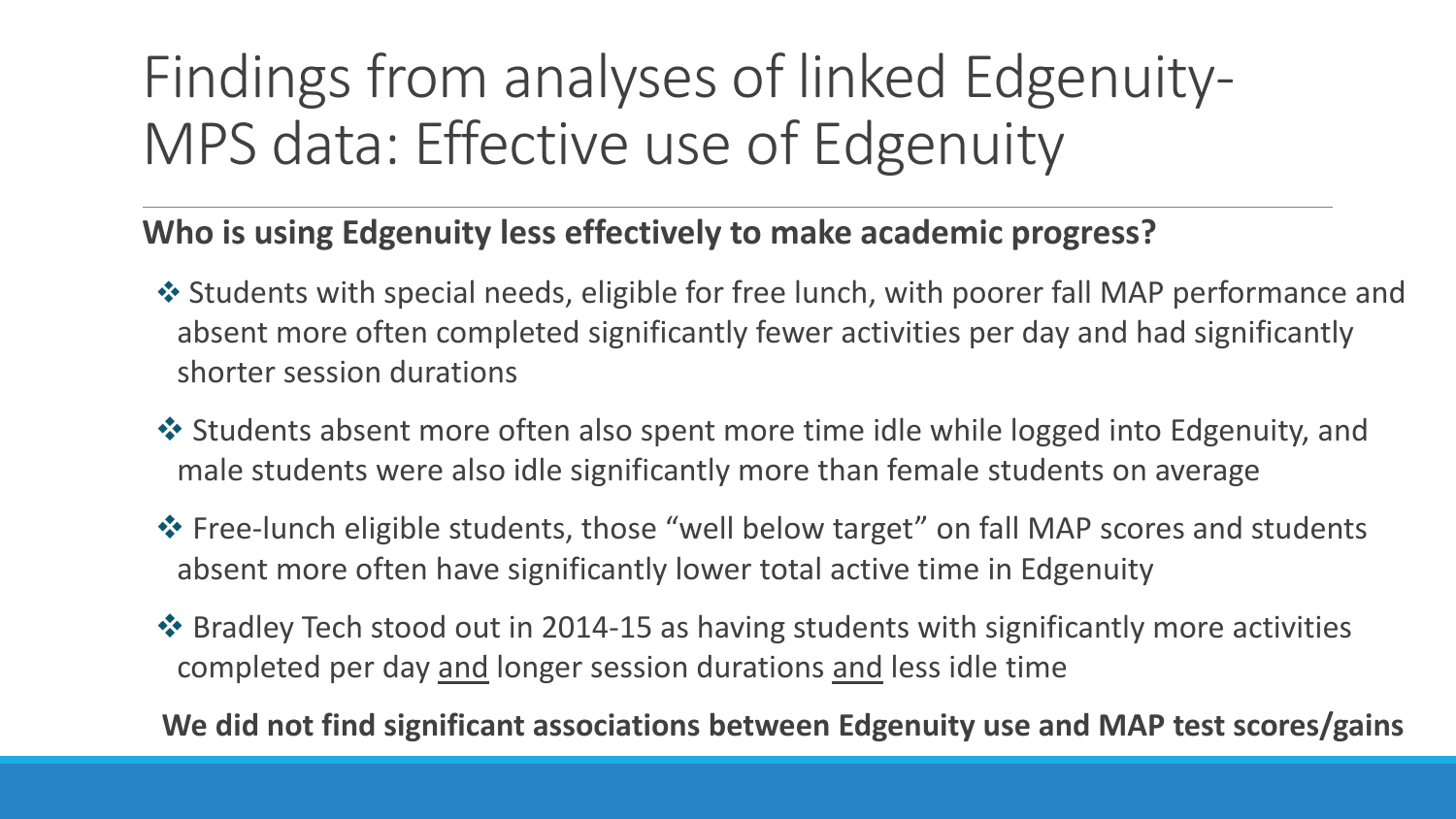# Findings from analyses of linked Edgenuity-MPS data: Effective use of Edgenuity

**Who is using Edgenuity less effectively to make academic progress?**

- Students with special needs, eligible for free lunch, with poorer fall MAP performance and absent more often completed significantly fewer activities per day and had significantly shorter session durations
- Students absent more often also spent more time idle while logged into Edgenuity, and male students were also idle significantly more than female students on average
- Free-lunch eligible students, those "well below target" on fall MAP scores and students absent more often have significantly lower total active time in Edgenuity
- Bradley Tech stood out in 2014-15 as having students with significantly more activities completed per day <u>and</u> longer session durations <u>and</u> less idle time

**We did not find significant associations between Edgenuity use and MAP test scores/gains**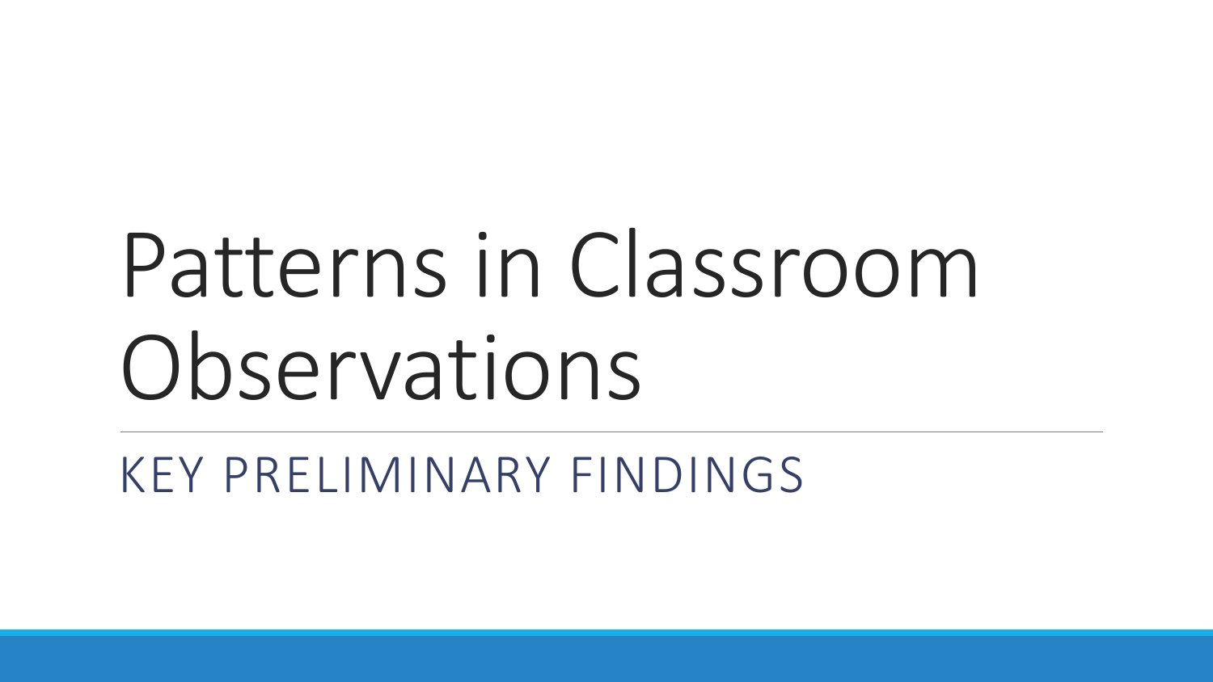# Patterns in Classroom Observations

## KEY PRELIMINARY FINDINGS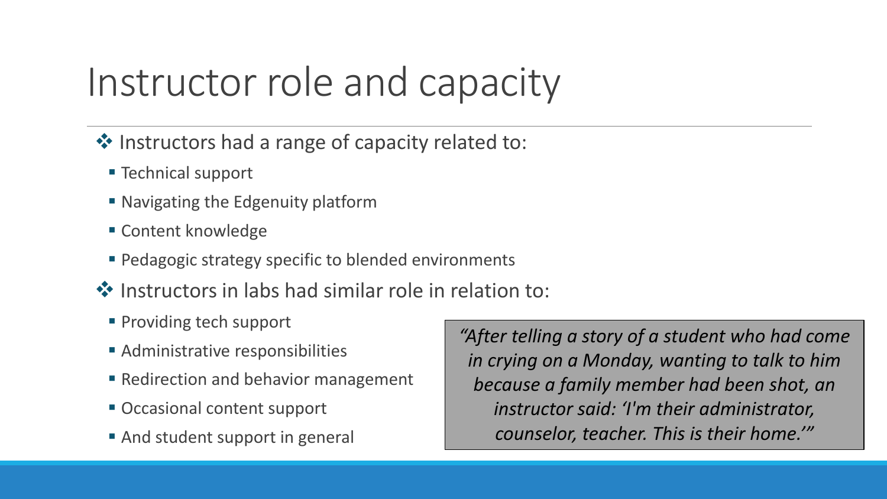# Instructor role and capacity

- Instructors had a range of capacity related to:
  - Technical support
  - Navigating the Edgenuity platform
  - Content knowledge
  - Pedagogic strategy specific to blended environments
- Instructors in labs had similar role in relation to:
  - Providing tech support
  - Administrative responsibilities
  - Redirection and behavior management
  - Occasional content support
  - And student support in general

> *"After telling a story of a student who had come in crying on a Monday, wanting to talk to him because a family member had been shot, an instructor said: 'I'm their administrator, counselor, teacher. This is their home.'"*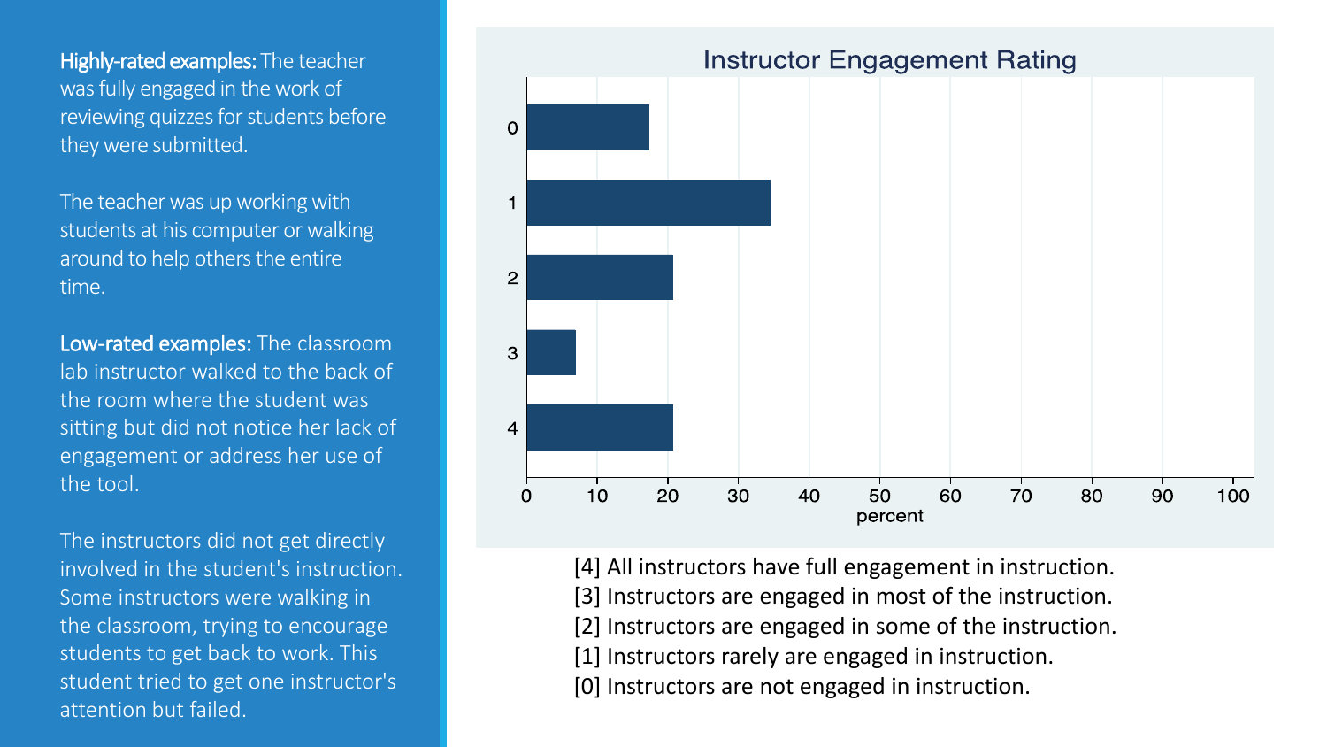**Highly-rated examples:** The teacher was fully engaged in the work of reviewing quizzes for students before they were submitted.

The teacher was up working with students at his computer or walking around to help others the entire time.

**Low-rated examples:** The classroom lab instructor walked to the back of the room where the student was sitting but did not notice her lack of engagement or address her use of the tool.

The instructors did not get directly involved in the student's instruction. Some instructors were walking in the classroom, trying to encourage students to get back to work. This student tried to get one instructor's attention but failed.

## Instructor Engagement Rating

[4] All instructors have full engagement in instruction.
[3] Instructors are engaged in most of the instruction.
[2] Instructors are engaged in some of the instruction.
[1] Instructors rarely are engaged in instruction.
[0] Instructors are not engaged in instruction.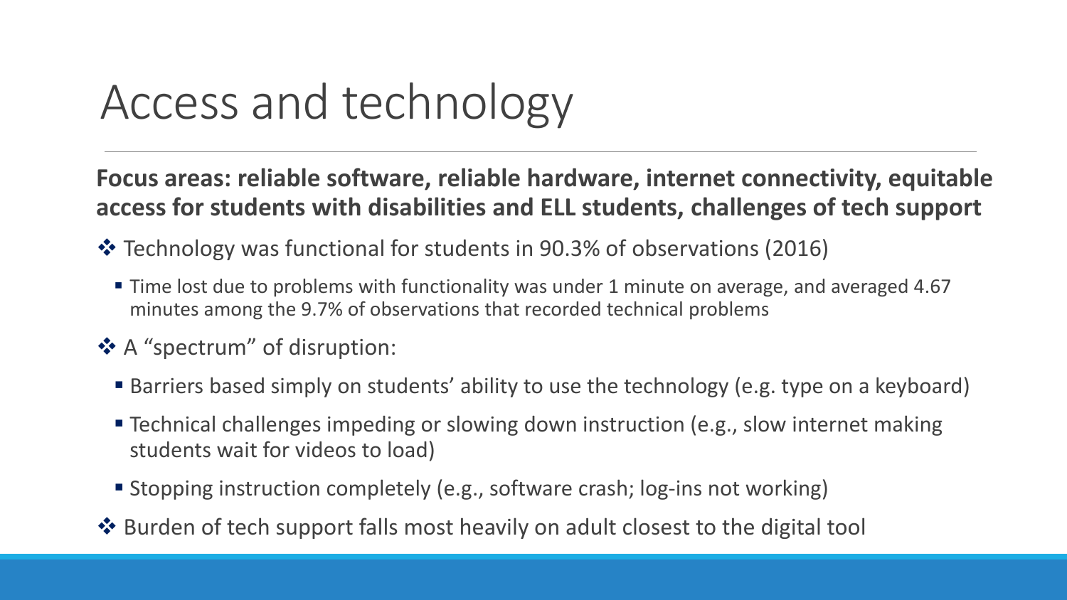# Access and technology

**Focus areas: reliable software, reliable hardware, internet connectivity, equitable access for students with disabilities and ELL students, challenges of tech support**

- Technology was functional for students in 90.3% of observations (2016)
  - Time lost due to problems with functionality was under 1 minute on average, and averaged 4.67 minutes among the 9.7% of observations that recorded technical problems
- A "spectrum" of disruption:
  - Barriers based simply on students' ability to use the technology (e.g. type on a keyboard)
  - Technical challenges impeding or slowing down instruction (e.g., slow internet making students wait for videos to load)
  - Stopping instruction completely (e.g., software crash; log-ins not working)
- Burden of tech support falls most heavily on adult closest to the digital tool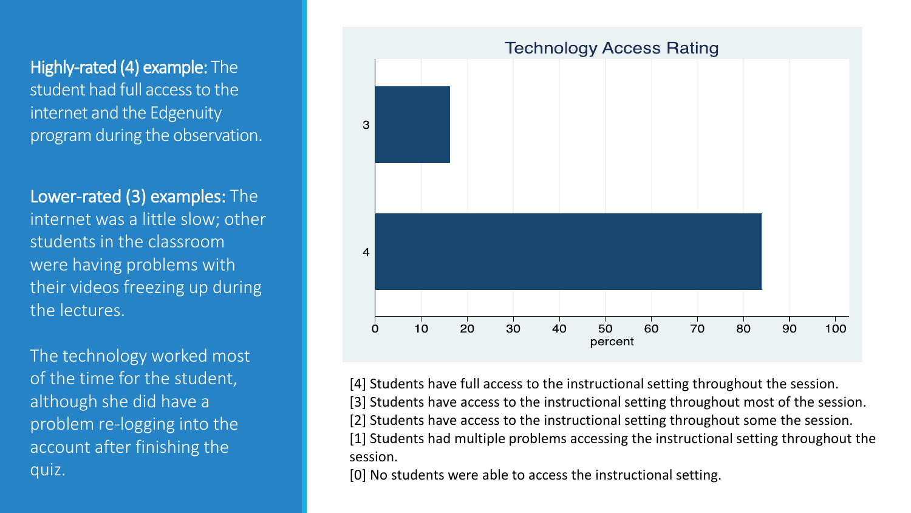**Highly-rated (4) example:** The student had full access to the internet and the Edgenuity program during the observation.

**Lower-rated (3) examples:** The internet was a little slow; other students in the classroom were having problems with their videos freezing up during the lectures.

The technology worked most of the time for the student, although she did have a problem re-logging into the account after finishing the quiz.

Technology Access Rating

[4] Students have full access to the instructional setting throughout the session.
[3] Students have access to the instructional setting throughout most of the session.
[2] Students have access to the instructional setting throughout some the session.
[1] Students had multiple problems accessing the instructional setting throughout the session.
[0] No students were able to access the instructional setting.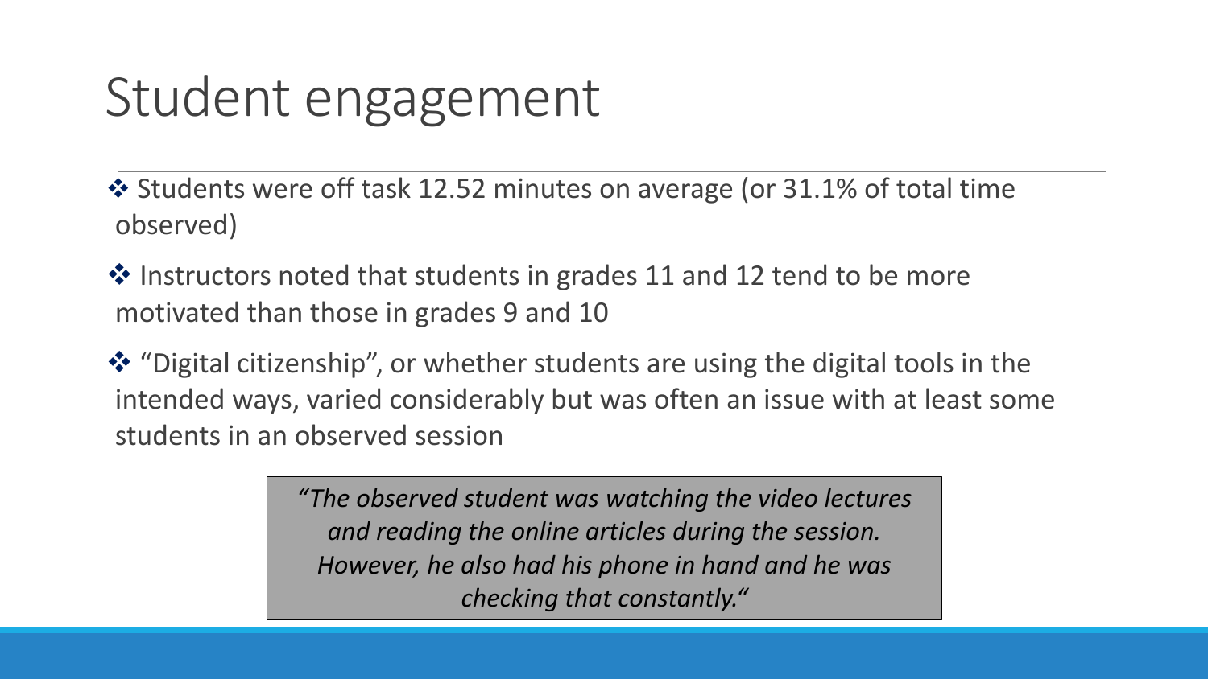# Student engagement

- Students were off task 12.52 minutes on average (or 31.1% of total time observed)
- Instructors noted that students in grades 11 and 12 tend to be more motivated than those in grades 9 and 10
- "Digital citizenship", or whether students are using the digital tools in the intended ways, varied considerably but was often an issue with at least some students in an observed session

> *"The observed student was watching the video lectures and reading the online articles during the session. However, he also had his phone in hand and he was checking that constantly."*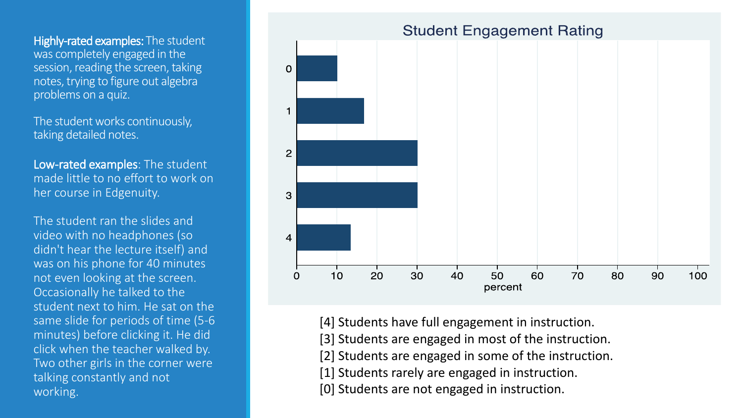**Highly-rated examples:** The student was completely engaged in the session, reading the screen, taking notes, trying to figure out algebra problems on a quiz.

The student works continuously, taking detailed notes.

**Low-rated examples**: The student made little to no effort to work on her course in Edgenuity.

The student ran the slides and video with no headphones (so didn't hear the lecture itself) and was on his phone for 40 minutes not even looking at the screen. Occasionally he talked to the student next to him. He sat on the same slide for periods of time (5-6 minutes) before clicking it. He did click when the teacher walked by. Two other girls in the corner were talking constantly and not working.

## Student Engagement Rating

| Rating | Percent (approx.) |
|---|---|
| 0 | 10 |
| 1 | 17 |
| 2 | 30 |
| 3 | 30 |
| 4 | 13 |

[4] Students have full engagement in instruction.
[3] Students are engaged in most of the instruction.
[2] Students are engaged in some of the instruction.
[1] Students rarely are engaged in instruction.
[0] Students are not engaged in instruction.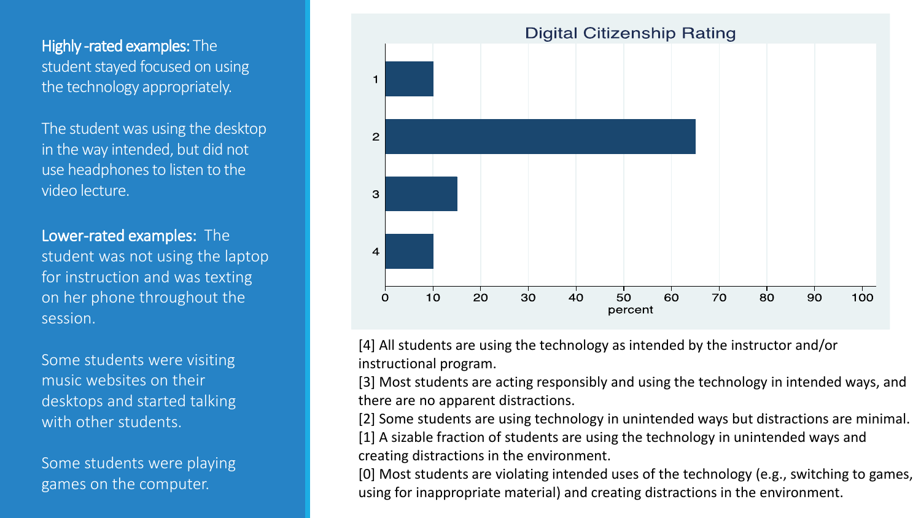**Highly -rated examples:** The student stayed focused on using the technology appropriately.

The student was using the desktop in the way intended, but did not use headphones to listen to the video lecture.

**Lower-rated examples:** The student was not using the laptop for instruction and was texting on her phone throughout the session.

Some students were visiting music websites on their desktops and started talking with other students.

Some students were playing games on the computer.

## Digital Citizenship Rating

| Rating | percent |
|---|---|
| 1 | 10 |
| 2 | 65 |
| 3 | 15 |
| 4 | 10 |

[4] All students are using the technology as intended by the instructor and/or instructional program.
[3] Most students are acting responsibly and using the technology in intended ways, and there are no apparent distractions.
[2] Some students are using technology in unintended ways but distractions are minimal.
[1] A sizable fraction of students are using the technology in unintended ways and creating distractions in the environment.
[0] Most students are violating intended uses of the technology (e.g., switching to games, using for inappropriate material) and creating distractions in the environment.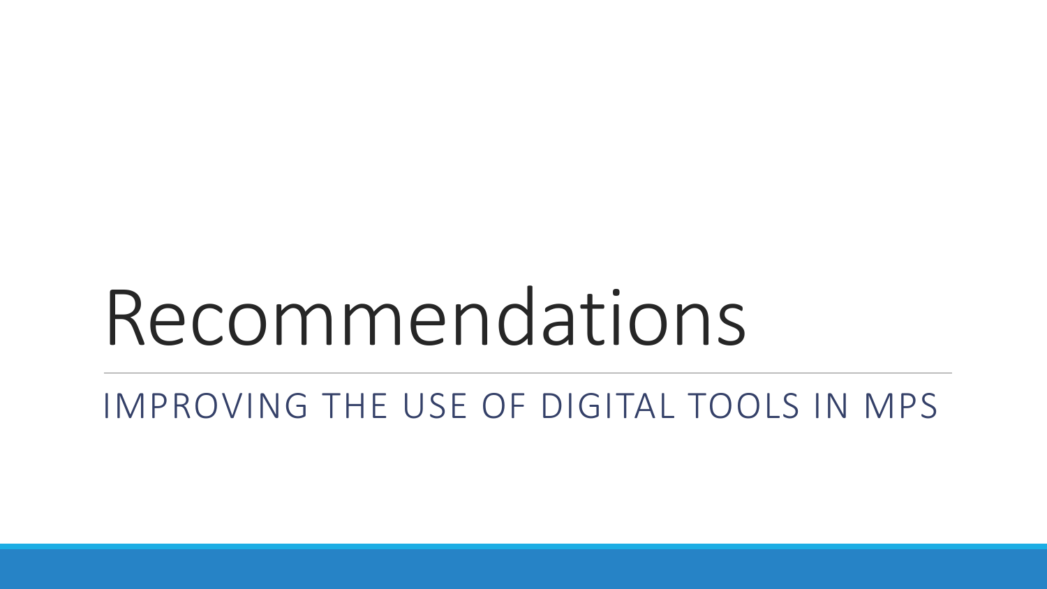# Recommendations

IMPROVING THE USE OF DIGITAL TOOLS IN MPS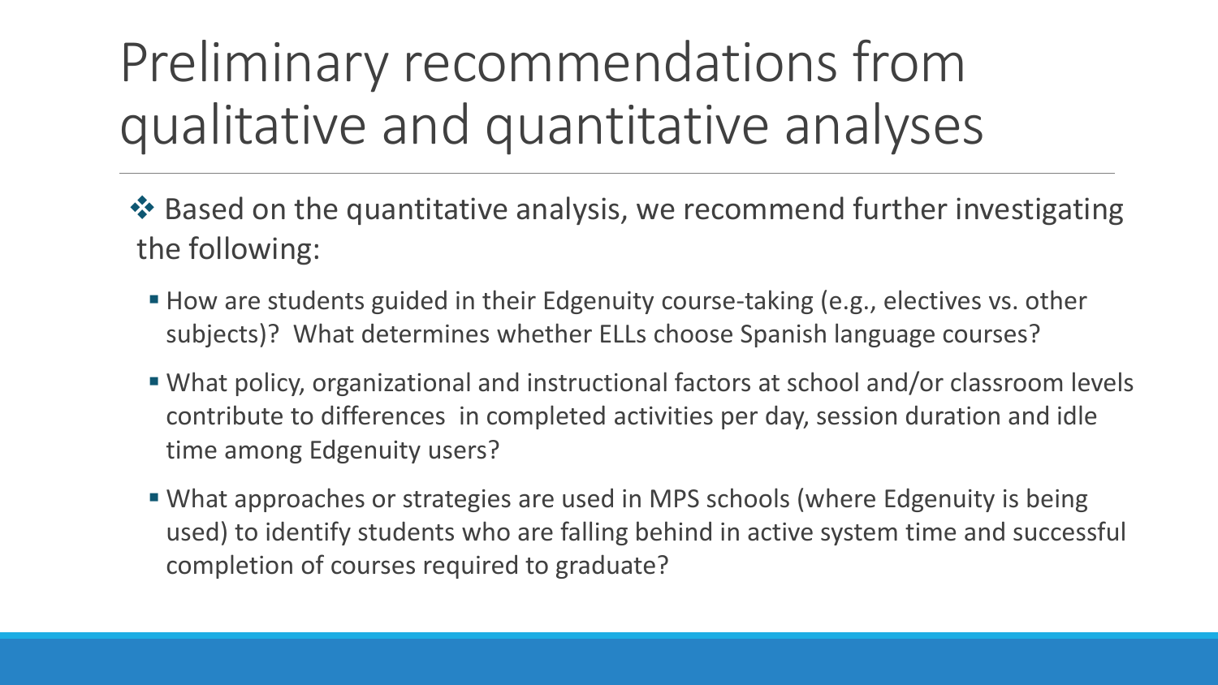# Preliminary recommendations from qualitative and quantitative analyses

- Based on the quantitative analysis, we recommend further investigating the following:
  - How are students guided in their Edgenuity course-taking (e.g., electives vs. other subjects)? What determines whether ELLs choose Spanish language courses?
  - What policy, organizational and instructional factors at school and/or classroom levels contribute to differences in completed activities per day, session duration and idle time among Edgenuity users?
  - What approaches or strategies are used in MPS schools (where Edgenuity is being used) to identify students who are falling behind in active system time and successful completion of courses required to graduate?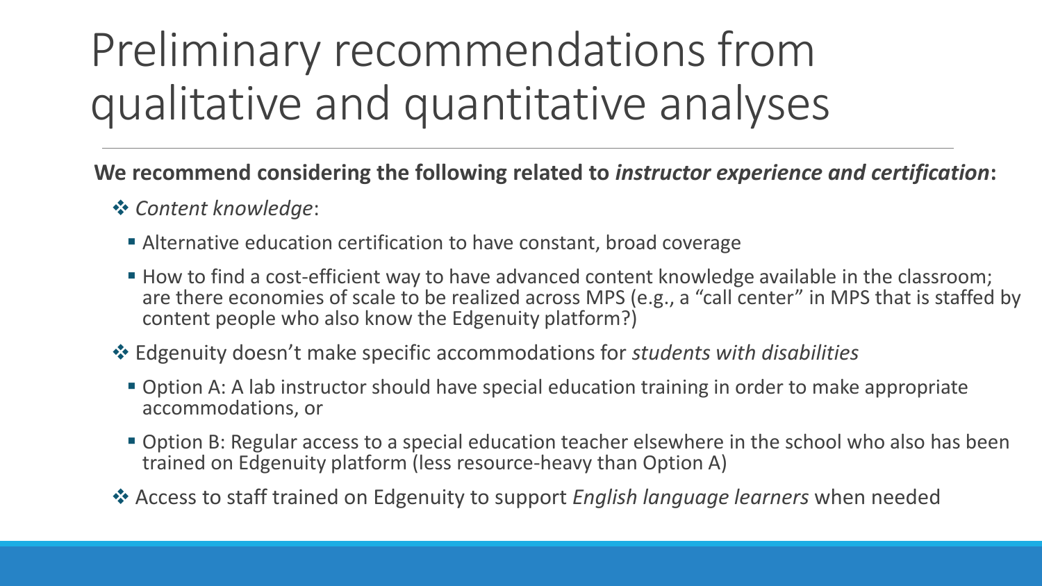# Preliminary recommendations from qualitative and quantitative analyses

**We recommend considering the following related to *instructor experience and certification*:**

- *Content knowledge*:
  - Alternative education certification to have constant, broad coverage
  - How to find a cost-efficient way to have advanced content knowledge available in the classroom; are there economies of scale to be realized across MPS (e.g., a "call center" in MPS that is staffed by content people who also know the Edgenuity platform?)
- Edgenuity doesn't make specific accommodations for *students with disabilities*
  - Option A: A lab instructor should have special education training in order to make appropriate accommodations, or
  - Option B: Regular access to a special education teacher elsewhere in the school who also has been trained on Edgenuity platform (less resource-heavy than Option A)
- Access to staff trained on Edgenuity to support *English language learners* when needed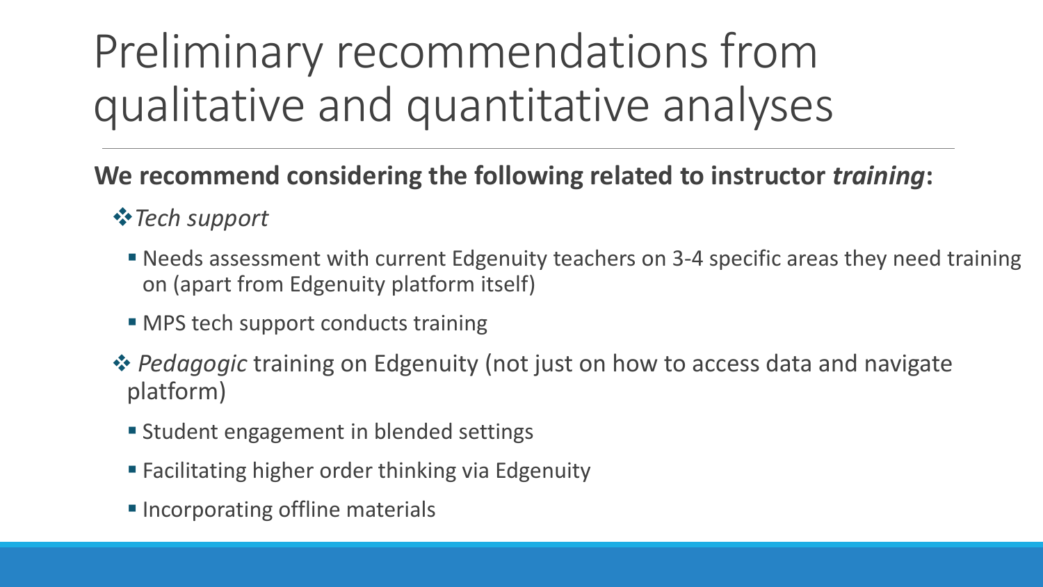# Preliminary recommendations from qualitative and quantitative analyses

**We recommend considering the following related to instructor *training*:**

- *Tech support*
  - Needs assessment with current Edgenuity teachers on 3-4 specific areas they need training on (apart from Edgenuity platform itself)
  - MPS tech support conducts training
- *Pedagogic* training on Edgenuity (not just on how to access data and navigate platform)
  - Student engagement in blended settings
  - Facilitating higher order thinking via Edgenuity
  - Incorporating offline materials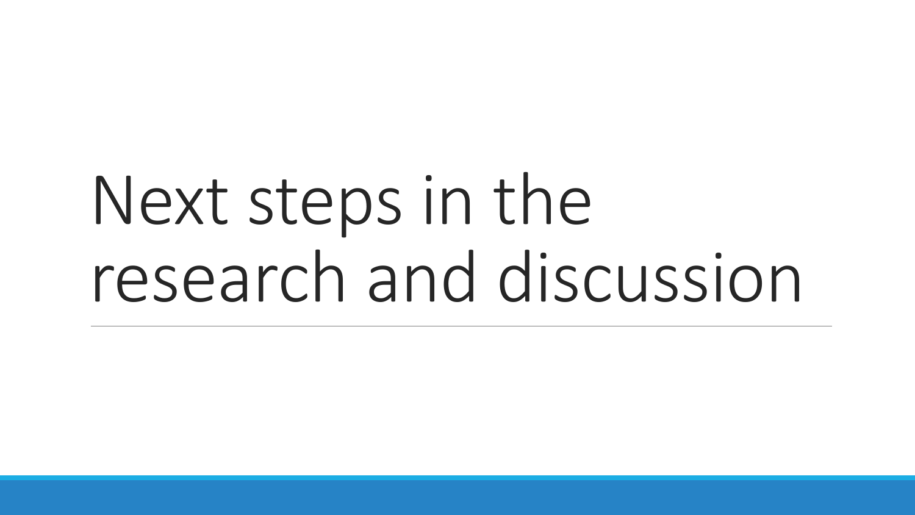# Next steps in the research and discussion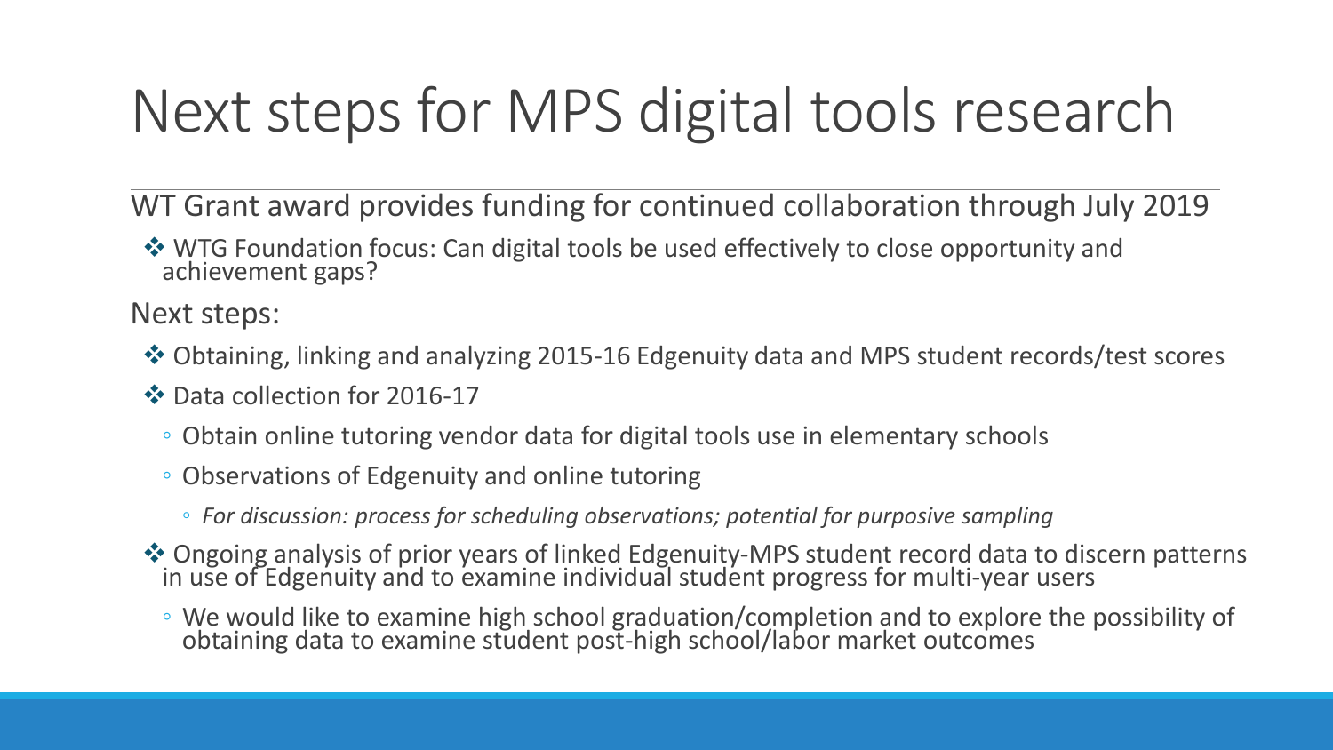# Next steps for MPS digital tools research

WT Grant award provides funding for continued collaboration through July 2019

- WTG Foundation focus: Can digital tools be used effectively to close opportunity and achievement gaps?

Next steps:

- Obtaining, linking and analyzing 2015-16 Edgenuity data and MPS student records/test scores
- Data collection for 2016-17
  - Obtain online tutoring vendor data for digital tools use in elementary schools
  - Observations of Edgenuity and online tutoring
    - *For discussion: process for scheduling observations; potential for purposive sampling*
- Ongoing analysis of prior years of linked Edgenuity-MPS student record data to discern patterns in use of Edgenuity and to examine individual student progress for multi-year users
  - We would like to examine high school graduation/completion and to explore the possibility of obtaining data to examine student post-high school/labor market outcomes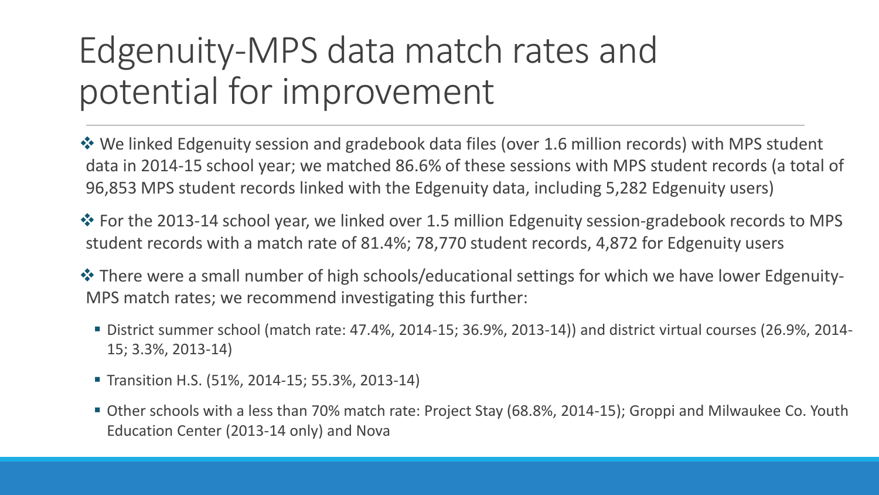# Edgenuity-MPS data match rates and potential for improvement

- ❖ We linked Edgenuity session and gradebook data files (over 1.6 million records) with MPS student data in 2014-15 school year; we matched 86.6% of these sessions with MPS student records (a total of 96,853 MPS student records linked with the Edgenuity data, including 5,282 Edgenuity users)
- ❖ For the 2013-14 school year, we linked over 1.5 million Edgenuity session-gradebook records to MPS student records with a match rate of 81.4%; 78,770 student records, 4,872 for Edgenuity users
- ❖ There were a small number of high schools/educational settings for which we have lower Edgenuity-MPS match rates; we recommend investigating this further:
  - District summer school (match rate: 47.4%, 2014-15; 36.9%, 2013-14)) and district virtual courses (26.9%, 2014-15; 3.3%, 2013-14)
  - Transition H.S. (51%, 2014-15; 55.3%, 2013-14)
  - Other schools with a less than 70% match rate: Project Stay (68.8%, 2014-15); Groppi and Milwaukee Co. Youth Education Center (2013-14 only) and Nova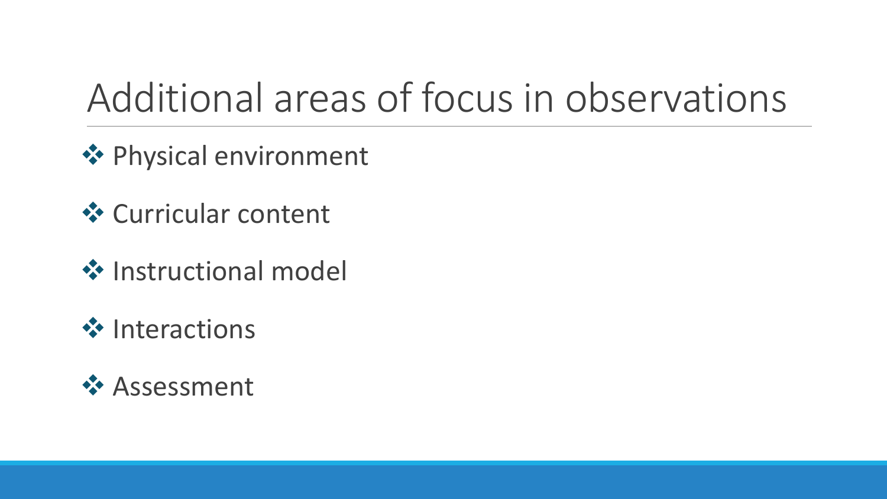# Additional areas of focus in observations

- Physical environment
- Curricular content
- Instructional model
- Interactions
- Assessment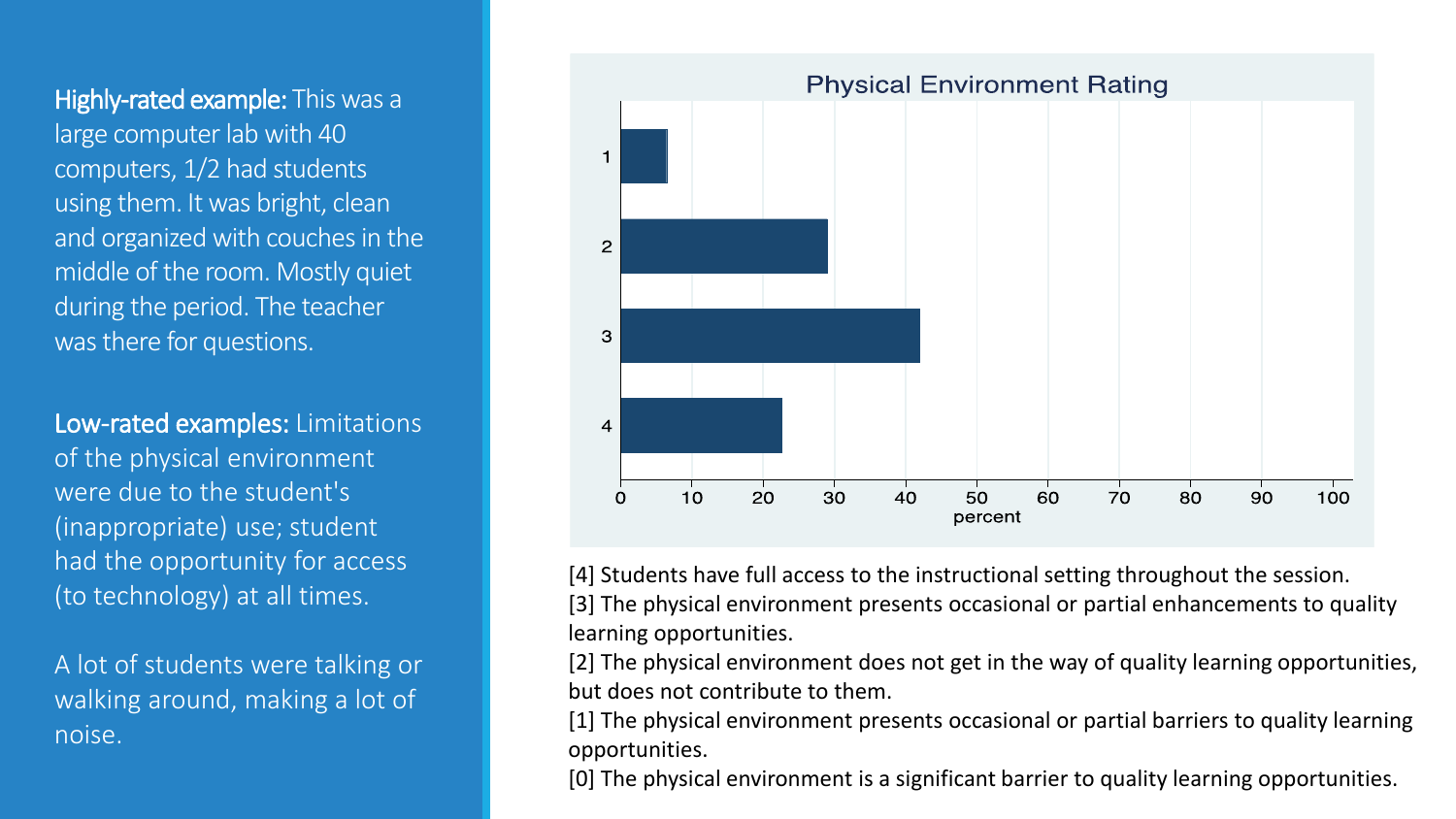**Highly-rated example:** This was a large computer lab with 40 computers, 1/2 had students using them. It was bright, clean and organized with couches in the middle of the room. Mostly quiet during the period. The teacher was there for questions.

**Low-rated examples:** Limitations of the physical environment were due to the student's (inappropriate) use; student had the opportunity for access (to technology) at all times.

A lot of students were talking or walking around, making a lot of noise.

## Physical Environment Rating

| Rating | percent (approx.) |
| --- | --- |
| 1 | 6.5 |
| 2 | 29 |
| 3 | 42 |
| 4 | 23 |

[4] Students have full access to the instructional setting throughout the session.
[3] The physical environment presents occasional or partial enhancements to quality learning opportunities.
[2] The physical environment does not get in the way of quality learning opportunities, but does not contribute to them.
[1] The physical environment presents occasional or partial barriers to quality learning opportunities.
[0] The physical environment is a significant barrier to quality learning opportunities.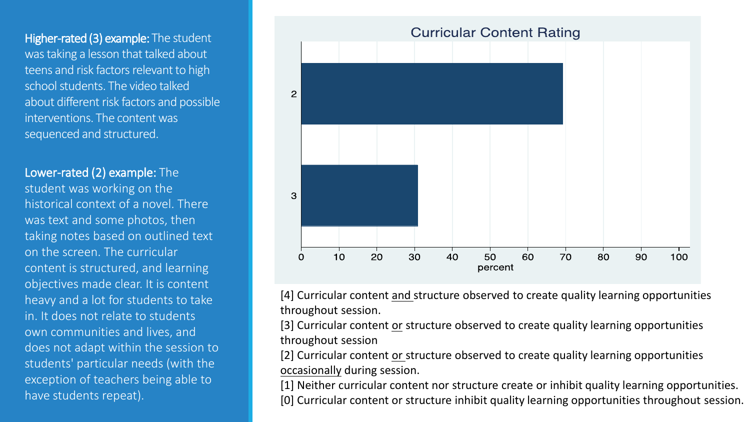**Higher-rated (3) example:** The student was taking a lesson that talked about teens and risk factors relevant to high school students. The video talked about different risk factors and possible interventions. The content was sequenced and structured.

**Lower-rated (2) example:** The student was working on the historical context of a novel. There was text and some photos, then taking notes based on outlined text on the screen. The curricular content is structured, and learning objectives made clear. It is content heavy and a lot for students to take in. It does not relate to students own communities and lives, and does not adapt within the session to students' particular needs (with the exception of teachers being able to have students repeat).

## Curricular Content Rating

| Rating | percent |
|---|---|
| 2 | ~69 |
| 3 | ~31 |

[4] Curricular content <u>and</u> structure observed to create quality learning opportunities throughout session.

[3] Curricular content <u>or</u> structure observed to create quality learning opportunities throughout session

[2] Curricular content <u>or</u> structure observed to create quality learning opportunities <u>occasionally</u> during session.

[1] Neither curricular content nor structure create or inhibit quality learning opportunities.

[0] Curricular content or structure inhibit quality learning opportunities throughout session.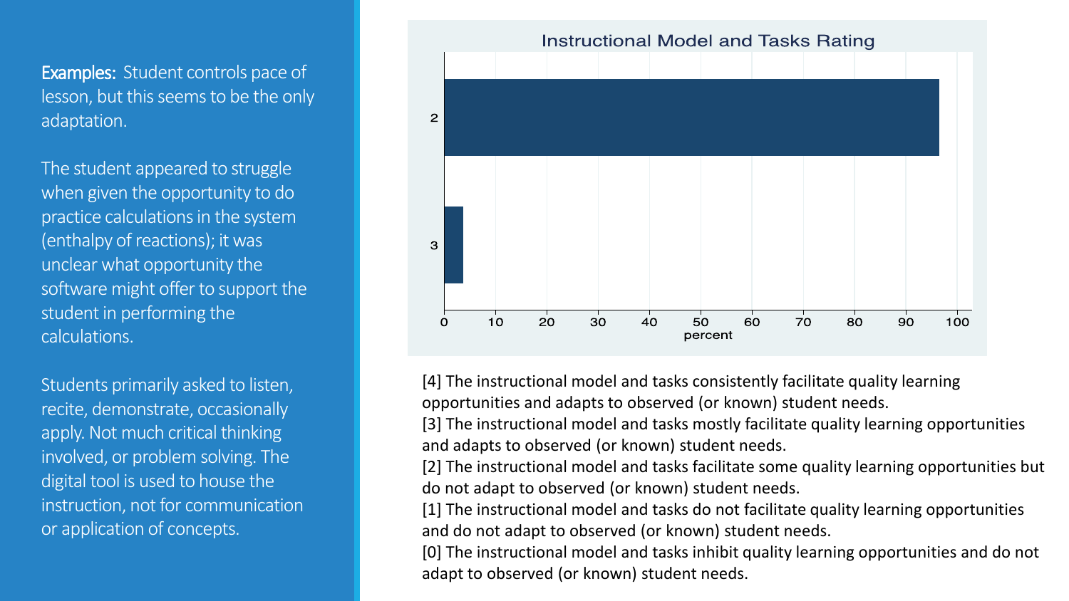**Examples:** Student controls pace of lesson, but this seems to be the only adaptation.

The student appeared to struggle when given the opportunity to do practice calculations in the system (enthalpy of reactions); it was unclear what opportunity the software might offer to support the student in performing the calculations.

Students primarily asked to listen, recite, demonstrate, occasionally apply. Not much critical thinking involved, or problem solving. The digital tool is used to house the instruction, not for communication or application of concepts.

**Instructional Model and Tasks Rating**

| Rating | percent |
|---|---|
| 2 | ~96 |
| 3 | ~4 |

[4] The instructional model and tasks consistently facilitate quality learning opportunities and adapts to observed (or known) student needs.
[3] The instructional model and tasks mostly facilitate quality learning opportunities and adapts to observed (or known) student needs.
[2] The instructional model and tasks facilitate some quality learning opportunities but do not adapt to observed (or known) student needs.
[1] The instructional model and tasks do not facilitate quality learning opportunities and do not adapt to observed (or known) student needs.
[0] The instructional model and tasks inhibit quality learning opportunities and do not adapt to observed (or known) student needs.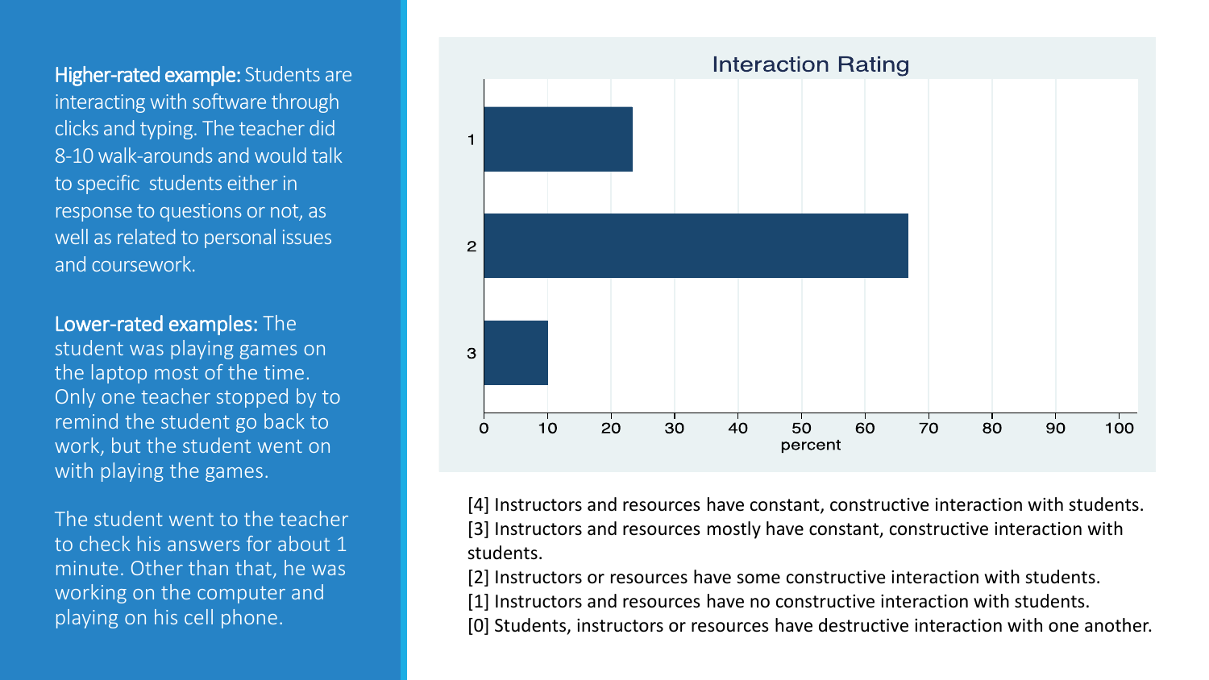**Higher-rated example:** Students are interacting with software through clicks and typing. The teacher did 8-10 walk-arounds and would talk to specific students either in response to questions or not, as well as related to personal issues and coursework.

**Lower-rated examples:** The student was playing games on the laptop most of the time. Only one teacher stopped by to remind the student go back to work, but the student went on with playing the games.

The student went to the teacher to check his answers for about 1 minute. Other than that, he was working on the computer and playing on his cell phone.

## Interaction Rating

| Rating | percent (approx.) |
|---|---|
| 1 | 23 |
| 2 | 67 |
| 3 | 10 |

[4] Instructors and resources have constant, constructive interaction with students.
[3] Instructors and resources mostly have constant, constructive interaction with students.
[2] Instructors or resources have some constructive interaction with students.
[1] Instructors and resources have no constructive interaction with students.
[0] Students, instructors or resources have destructive interaction with one another.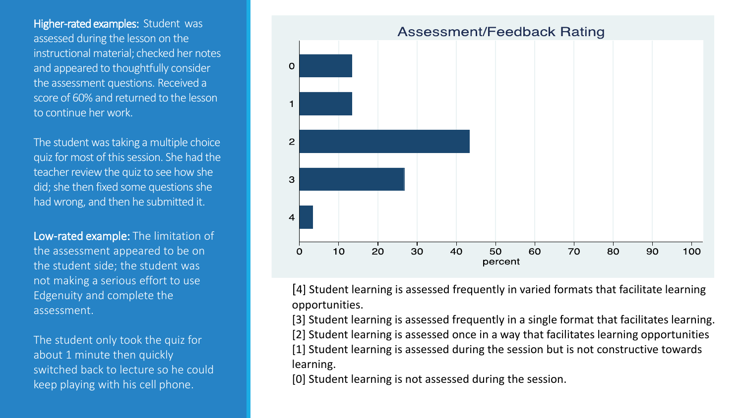**Higher-rated examples:** Student was assessed during the lesson on the instructional material; checked her notes and appeared to thoughtfully consider the assessment questions. Received a score of 60% and returned to the lesson to continue her work.

The student was taking a multiple choice quiz for most of this session. She had the teacher review the quiz to see how she did; she then fixed some questions she had wrong, and then he submitted it.

**Low-rated example:** The limitation of the assessment appeared to be on the student side; the student was not making a serious effort to use Edgenuity and complete the assessment.

The student only took the quiz for about 1 minute then quickly switched back to lecture so he could keep playing with his cell phone.

## Assessment/Feedback Rating

| Rating | Percent (approx.) |
| --- | --- |
| 0 | 13 |
| 1 | 13 |
| 2 | 43 |
| 3 | 27 |
| 4 | 3 |

[4] Student learning is assessed frequently in varied formats that facilitate learning opportunities.
[3] Student learning is assessed frequently in a single format that facilitates learning.
[2] Student learning is assessed once in a way that facilitates learning opportunities
[1] Student learning is assessed during the session but is not constructive towards learning.
[0] Student learning is not assessed during the session.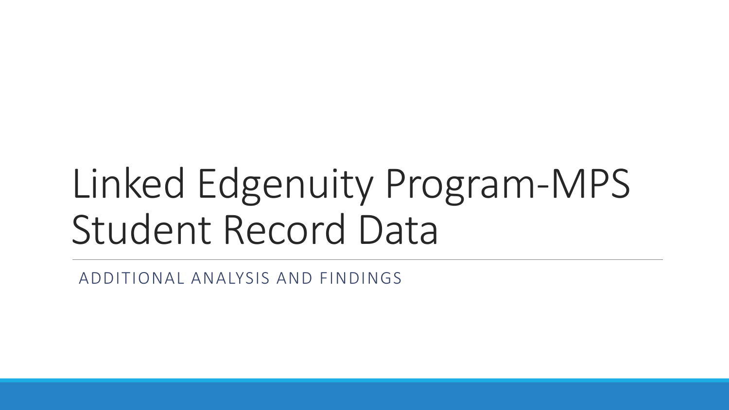# Linked Edgenuity Program-MPS Student Record Data

ADDITIONAL ANALYSIS AND FINDINGS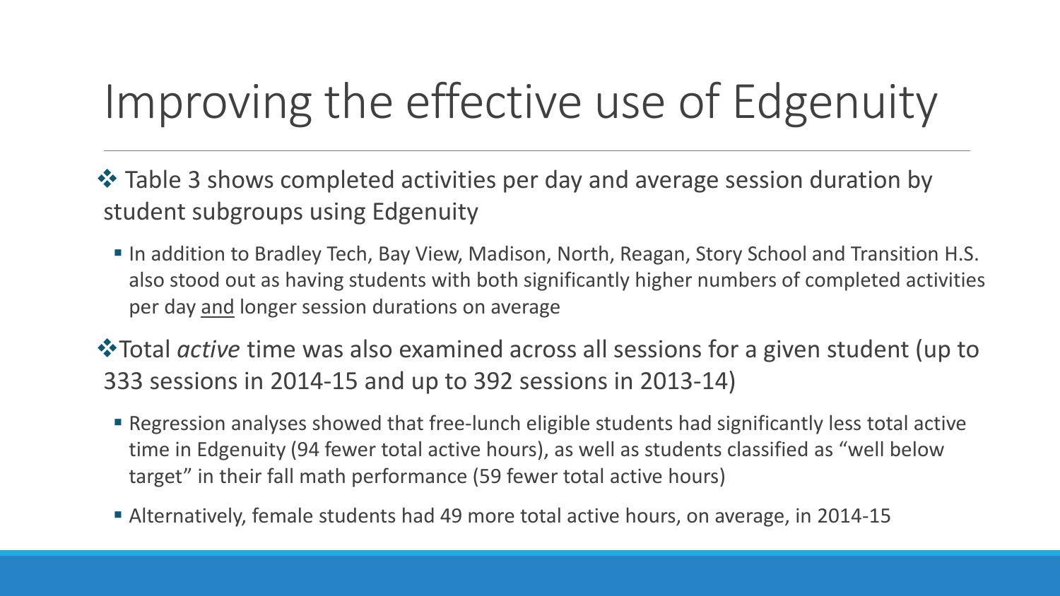# Improving the effective use of Edgenuity

- Table 3 shows completed activities per day and average session duration by student subgroups using Edgenuity
  - In addition to Bradley Tech, Bay View, Madison, North, Reagan, Story School and Transition H.S. also stood out as having students with both significantly higher numbers of completed activities per day <u>and</u> longer session durations on average
- Total *active* time was also examined across all sessions for a given student (up to 333 sessions in 2014-15 and up to 392 sessions in 2013-14)
  - Regression analyses showed that free-lunch eligible students had significantly less total active time in Edgenuity (94 fewer total active hours), as well as students classified as "well below target" in their fall math performance (59 fewer total active hours)
  - Alternatively, female students had 49 more total active hours, on average, in 2014-15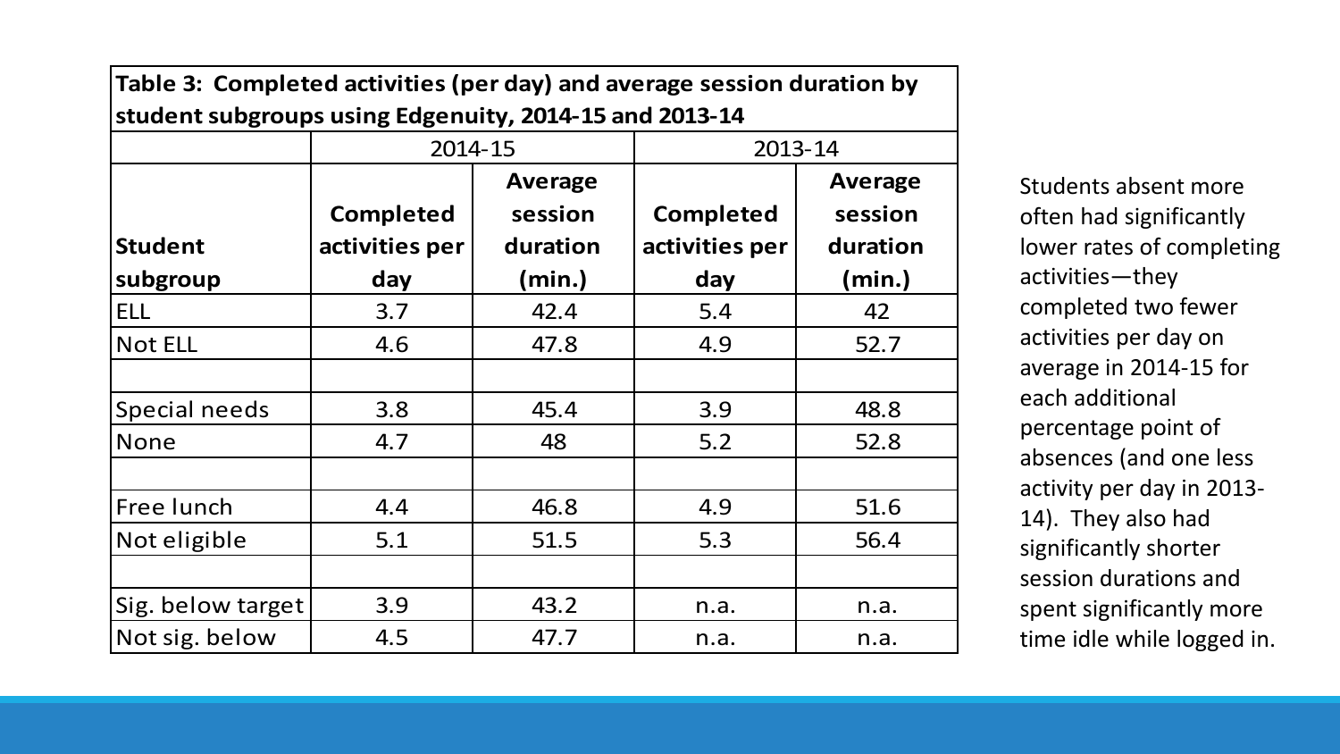**Table 3: Completed activities (per day) and average session duration by student subgroups using Edgenuity, 2014-15 and 2013-14**

| | 2014-15 | | 2013-14 | |
|---|---|---|---|---|
| **Student subgroup** | **Completed activities per day** | **Average session duration (min.)** | **Completed activities per day** | **Average session duration (min.)** |
| ELL | 3.7 | 42.4 | 5.4 | 42 |
| Not ELL | 4.6 | 47.8 | 4.9 | 52.7 |
| | | | | |
| Special needs | 3.8 | 45.4 | 3.9 | 48.8 |
| None | 4.7 | 48 | 5.2 | 52.8 |
| | | | | |
| Free lunch | 4.4 | 46.8 | 4.9 | 51.6 |
| Not eligible | 5.1 | 51.5 | 5.3 | 56.4 |
| | | | | |
| Sig. below target | 3.9 | 43.2 | n.a. | n.a. |
| Not sig. below | 4.5 | 47.7 | n.a. | n.a. |

Students absent more often had significantly lower rates of completing activities—they completed two fewer activities per day on average in 2014-15 for each additional percentage point of absences (and one less activity per day in 2013-14). They also had significantly shorter session durations and spent significantly more time idle while logged in.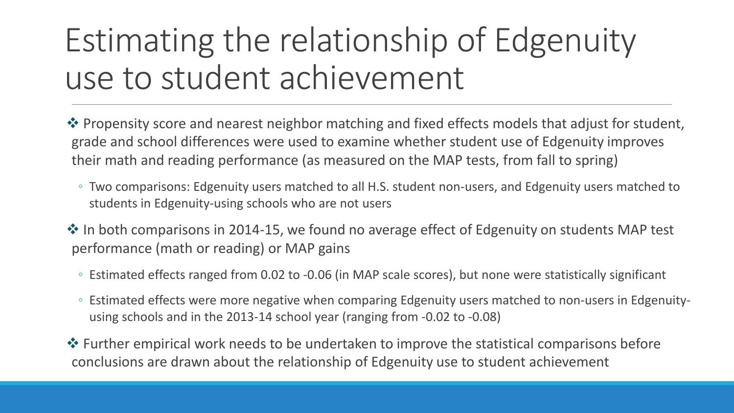# Estimating the relationship of Edgenuity use to student achievement

- Propensity score and nearest neighbor matching and fixed effects models that adjust for student, grade and school differences were used to examine whether student use of Edgenuity improves their math and reading performance (as measured on the MAP tests, from fall to spring)
  - Two comparisons: Edgenuity users matched to all H.S. student non-users, and Edgenuity users matched to students in Edgenuity-using schools who are not users
- In both comparisons in 2014-15, we found no average effect of Edgenuity on students MAP test performance (math or reading) or MAP gains
  - Estimated effects ranged from 0.02 to -0.06 (in MAP scale scores), but none were statistically significant
  - Estimated effects were more negative when comparing Edgenuity users matched to non-users in Edgenuity-using schools and in the 2013-14 school year (ranging from -0.02 to -0.08)
- Further empirical work needs to be undertaken to improve the statistical comparisons before conclusions are drawn about the relationship of Edgenuity use to student achievement